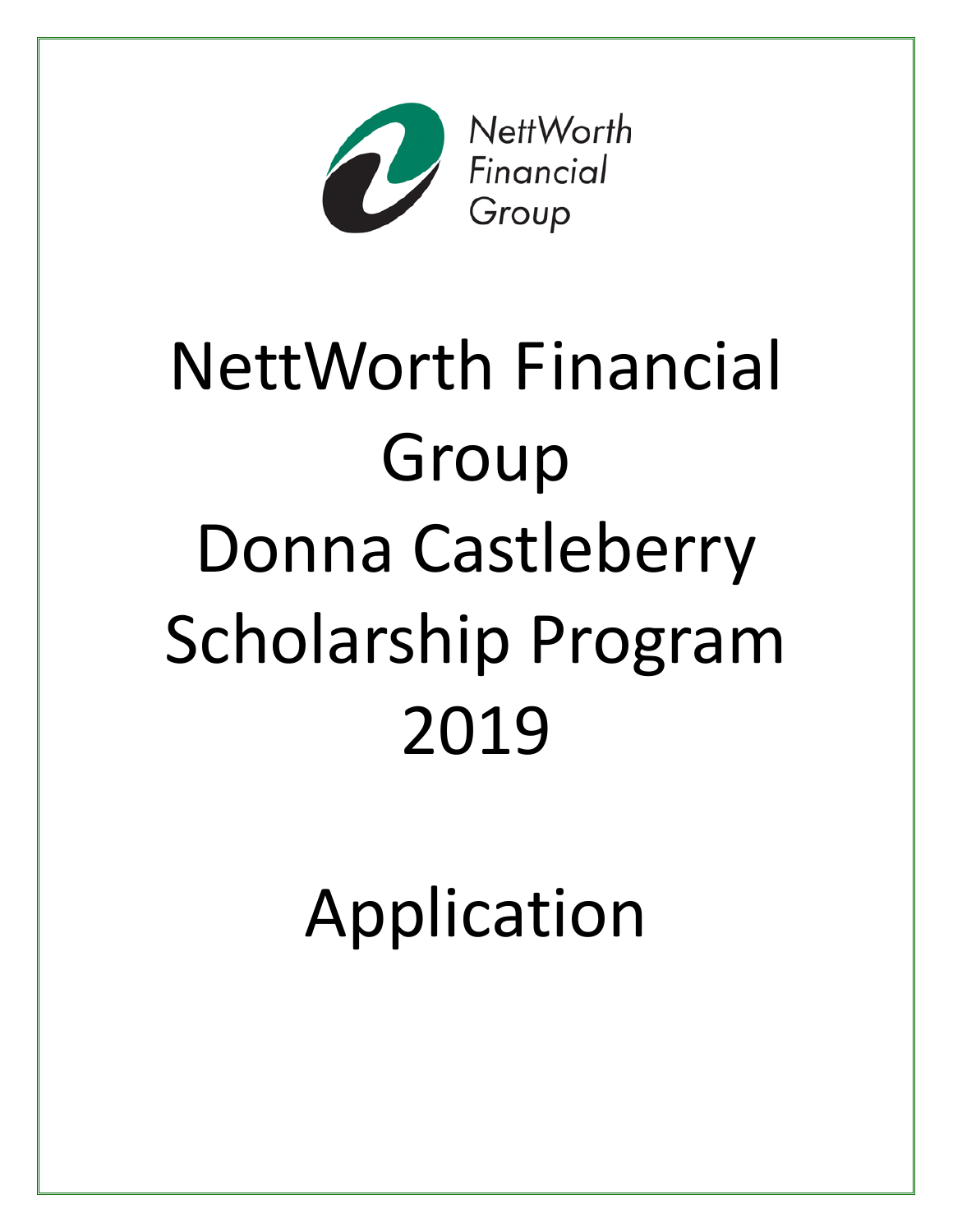NettWorth
Financial
Group

# NettWorth Financial Group Donna Castleberry Scholarship Program 2019

# Application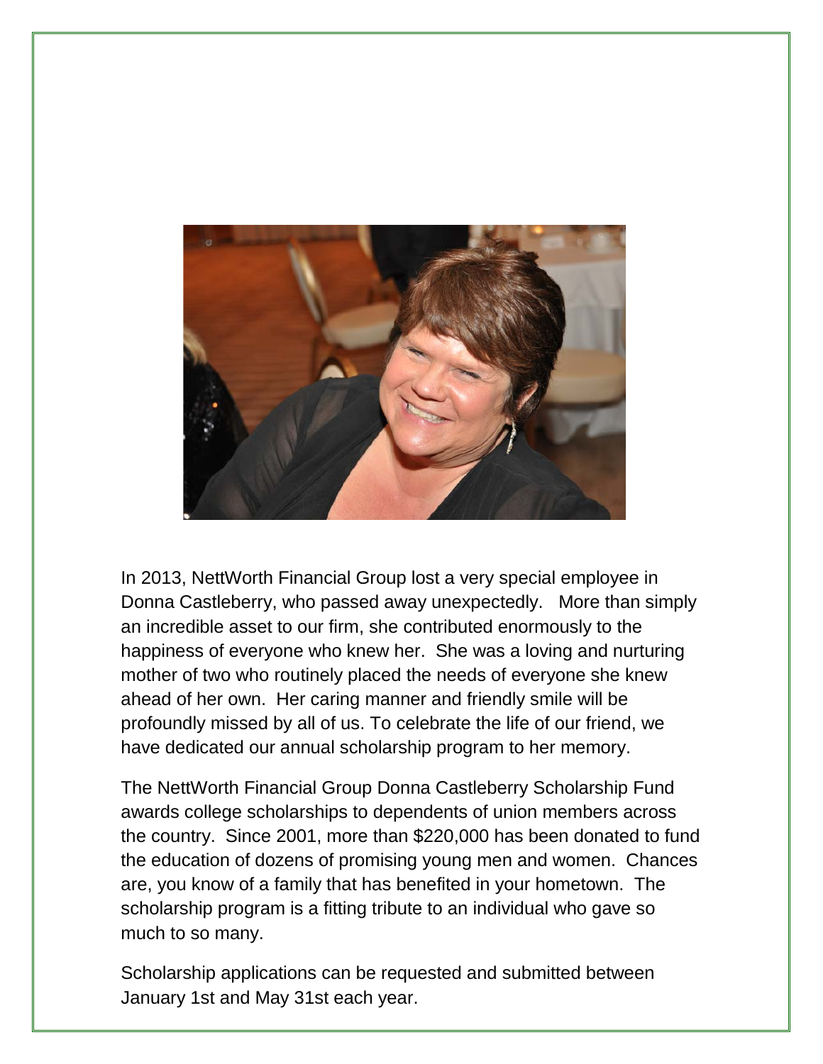In 2013, NettWorth Financial Group lost a very special employee in Donna Castleberry, who passed away unexpectedly. More than simply an incredible asset to our firm, she contributed enormously to the happiness of everyone who knew her. She was a loving and nurturing mother of two who routinely placed the needs of everyone she knew ahead of her own. Her caring manner and friendly smile will be profoundly missed by all of us. To celebrate the life of our friend, we have dedicated our annual scholarship program to her memory.

The NettWorth Financial Group Donna Castleberry Scholarship Fund awards college scholarships to dependents of union members across the country. Since 2001, more than $220,000 has been donated to fund the education of dozens of promising young men and women. Chances are, you know of a family that has benefited in your hometown. The scholarship program is a fitting tribute to an individual who gave so much to so many.

Scholarship applications can be requested and submitted between January 1st and May 31st each year.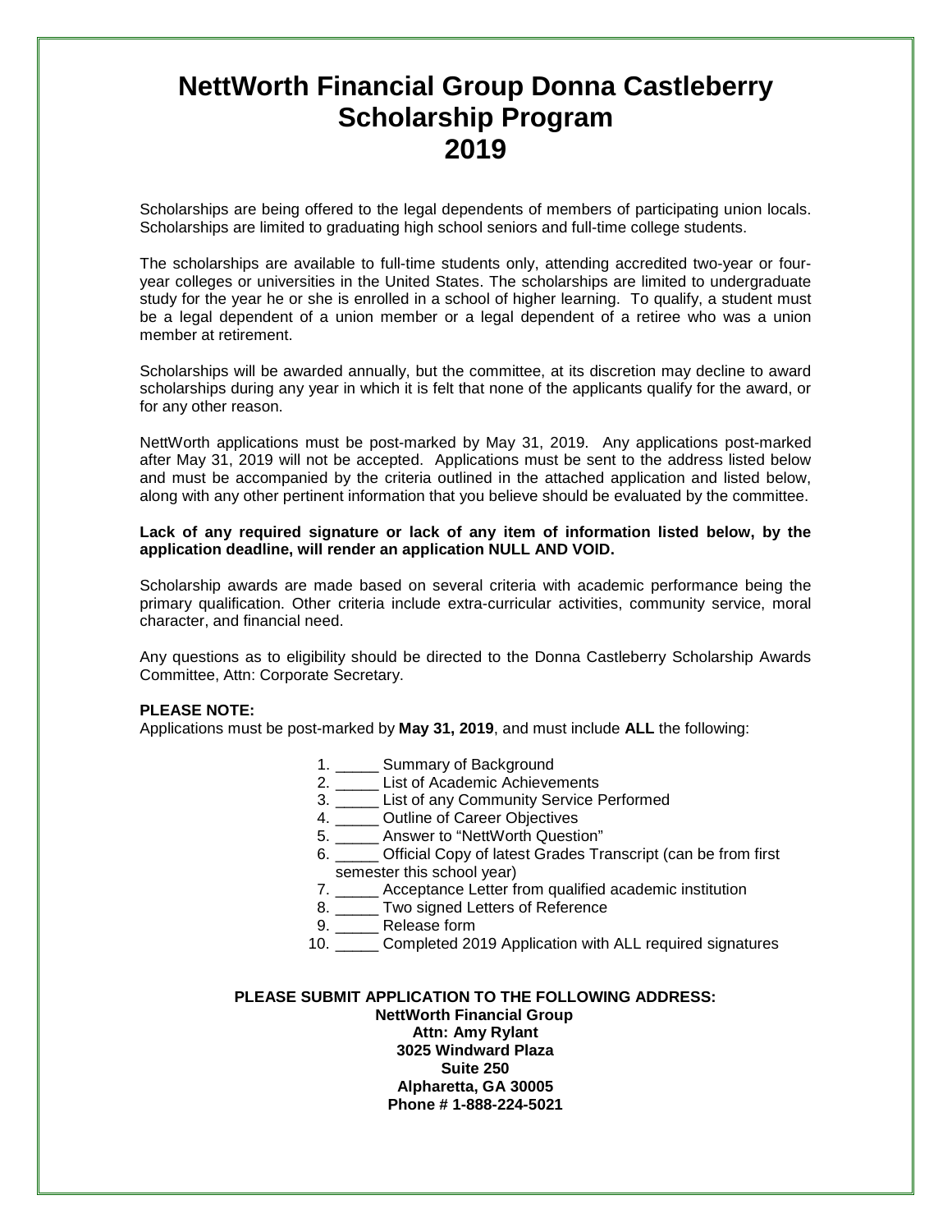# NettWorth Financial Group Donna Castleberry Scholarship Program 2019

Scholarships are being offered to the legal dependents of members of participating union locals. Scholarships are limited to graduating high school seniors and full-time college students.

The scholarships are available to full-time students only, attending accredited two-year or four-year colleges or universities in the United States. The scholarships are limited to undergraduate study for the year he or she is enrolled in a school of higher learning. To qualify, a student must be a legal dependent of a union member or a legal dependent of a retiree who was a union member at retirement.

Scholarships will be awarded annually, but the committee, at its discretion may decline to award scholarships during any year in which it is felt that none of the applicants qualify for the award, or for any other reason.

NettWorth applications must be post-marked by May 31, 2019. Any applications post-marked after May 31, 2019 will not be accepted. Applications must be sent to the address listed below and must be accompanied by the criteria outlined in the attached application and listed below, along with any other pertinent information that you believe should be evaluated by the committee.

**Lack of any required signature or lack of any item of information listed below, by the application deadline, will render an application NULL AND VOID.**

Scholarship awards are made based on several criteria with academic performance being the primary qualification. Other criteria include extra-curricular activities, community service, moral character, and financial need.

Any questions as to eligibility should be directed to the Donna Castleberry Scholarship Awards Committee, Attn: Corporate Secretary.

**PLEASE NOTE:**
Applications must be post-marked by **May 31, 2019**, and must include **ALL** the following:

1. _____ Summary of Background
2. _____ List of Academic Achievements
3. _____ List of any Community Service Performed
4. _____ Outline of Career Objectives
5. _____ Answer to "NettWorth Question"
6. _____ Official Copy of latest Grades Transcript (can be from first semester this school year)
7. _____ Acceptance Letter from qualified academic institution
8. _____ Two signed Letters of Reference
9. _____ Release form
10. _____ Completed 2019 Application with ALL required signatures

**PLEASE SUBMIT APPLICATION TO THE FOLLOWING ADDRESS:**
**NettWorth Financial Group**
**Attn: Amy Rylant**
**3025 Windward Plaza**
**Suite 250**
**Alpharetta, GA 30005**
**Phone # 1-888-224-5021**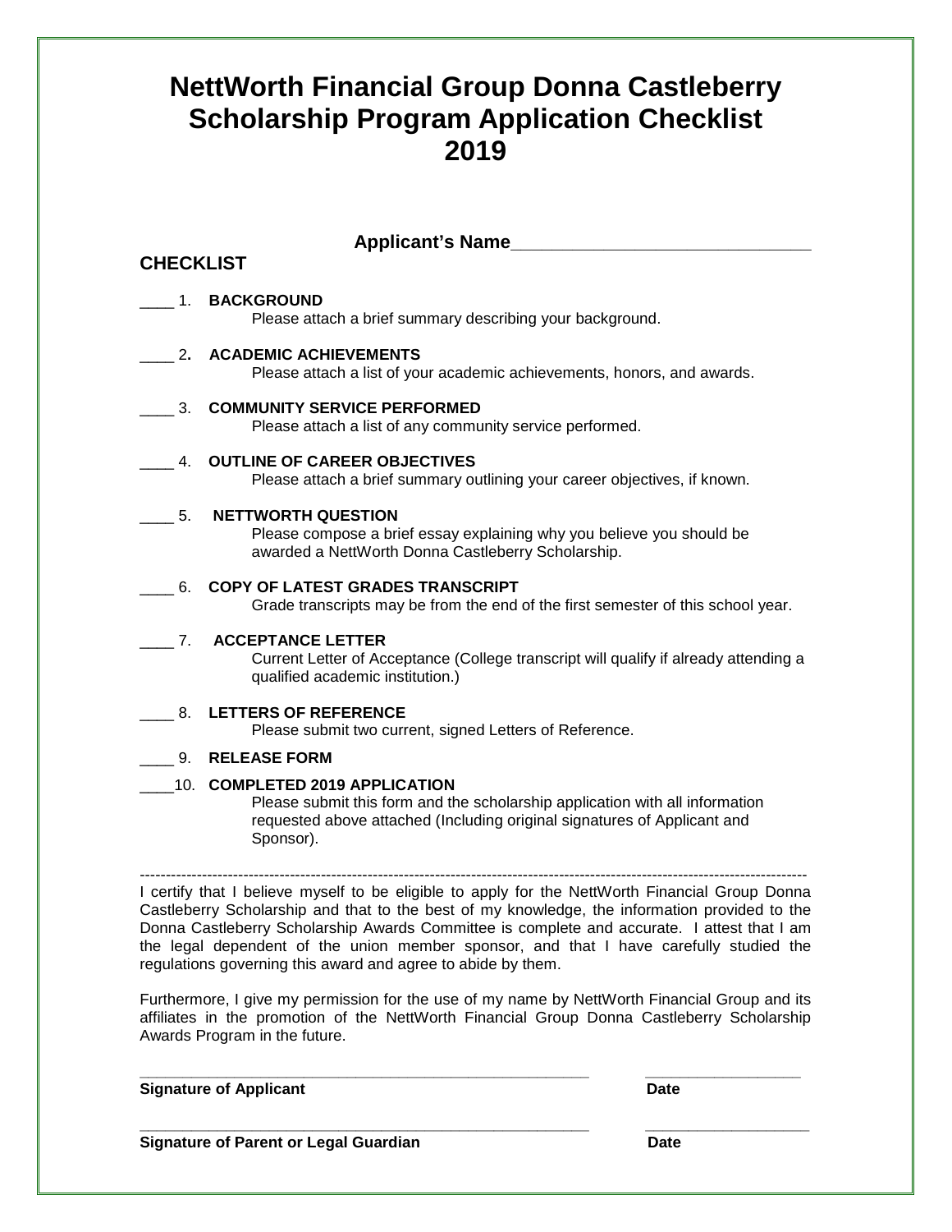# NettWorth Financial Group Donna Castleberry Scholarship Program Application Checklist 2019

**Applicant's Name**______________________________

## CHECKLIST

____ 1. **BACKGROUND**
Please attach a brief summary describing your background.

____ 2. **ACADEMIC ACHIEVEMENTS**
Please attach a list of your academic achievements, honors, and awards.

____ 3. **COMMUNITY SERVICE PERFORMED**
Please attach a list of any community service performed.

____ 4. **OUTLINE OF CAREER OBJECTIVES**
Please attach a brief summary outlining your career objectives, if known.

____ 5. **NETTWORTH QUESTION**
Please compose a brief essay explaining why you believe you should be awarded a NettWorth Donna Castleberry Scholarship.

____ 6. **COPY OF LATEST GRADES TRANSCRIPT**
Grade transcripts may be from the end of the first semester of this school year.

____ 7. **ACCEPTANCE LETTER**
Current Letter of Acceptance (College transcript will qualify if already attending a qualified academic institution.)

____ 8. **LETTERS OF REFERENCE**
Please submit two current, signed Letters of Reference.

____ 9. **RELEASE FORM**

____10. **COMPLETED 2019 APPLICATION**
Please submit this form and the scholarship application with all information requested above attached (Including original signatures of Applicant and Sponsor).

---

I certify that I believe myself to be eligible to apply for the NettWorth Financial Group Donna Castleberry Scholarship and that to the best of my knowledge, the information provided to the Donna Castleberry Scholarship Awards Committee is complete and accurate. I attest that I am the legal dependent of the union member sponsor, and that I have carefully studied the regulations governing this award and agree to abide by them.

Furthermore, I give my permission for the use of my name by NettWorth Financial Group and its affiliates in the promotion of the NettWorth Financial Group Donna Castleberry Scholarship Awards Program in the future.

______________________________________________ ________________
**Signature of Applicant** **Date**

______________________________________________ ________________
**Signature of Parent or Legal Guardian** **Date**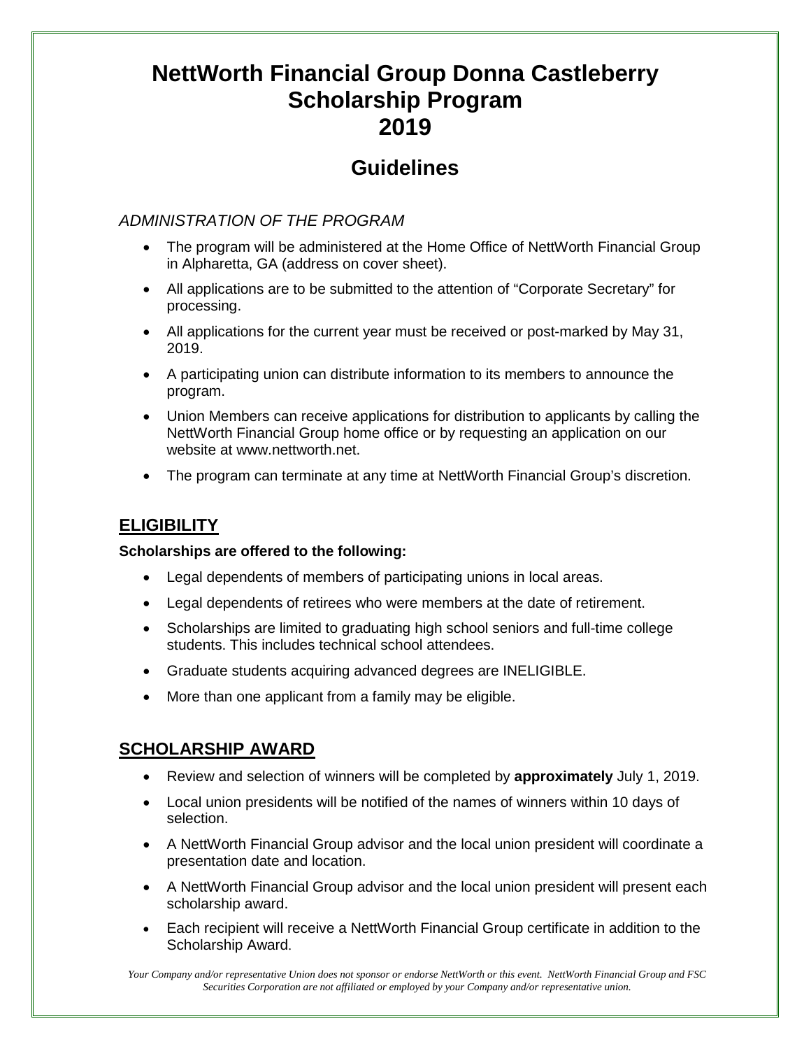# NettWorth Financial Group Donna Castleberry Scholarship Program 2019

## Guidelines

*ADMINISTRATION OF THE PROGRAM*

- The program will be administered at the Home Office of NettWorth Financial Group in Alpharetta, GA (address on cover sheet).
- All applications are to be submitted to the attention of "Corporate Secretary" for processing.
- All applications for the current year must be received or post-marked by May 31, 2019.
- A participating union can distribute information to its members to announce the program.
- Union Members can receive applications for distribution to applicants by calling the NettWorth Financial Group home office or by requesting an application on our website at www.nettworth.net.
- The program can terminate at any time at NettWorth Financial Group's discretion.

## ELIGIBILITY

**Scholarships are offered to the following:**

- Legal dependents of members of participating unions in local areas.
- Legal dependents of retirees who were members at the date of retirement.
- Scholarships are limited to graduating high school seniors and full-time college students. This includes technical school attendees.
- Graduate students acquiring advanced degrees are INELIGIBLE.
- More than one applicant from a family may be eligible.

## SCHOLARSHIP AWARD

- Review and selection of winners will be completed by **approximately** July 1, 2019.
- Local union presidents will be notified of the names of winners within 10 days of selection.
- A NettWorth Financial Group advisor and the local union president will coordinate a presentation date and location.
- A NettWorth Financial Group advisor and the local union president will present each scholarship award.
- Each recipient will receive a NettWorth Financial Group certificate in addition to the Scholarship Award.

*Your Company and/or representative Union does not sponsor or endorse NettWorth or this event. NettWorth Financial Group and FSC Securities Corporation are not affiliated or employed by your Company and/or representative union.*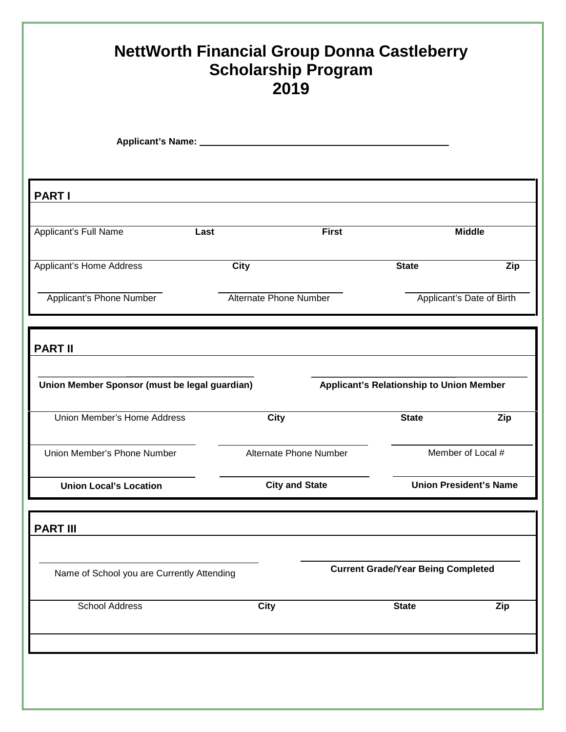# NettWorth Financial Group Donna Castleberry Scholarship Program 2019

**Applicant's Name:** ______________________________

## PART I

| Applicant's Full Name | **Last** | **First** | **Middle** |
| --- | --- | --- | --- |

| Applicant's Home Address | **City** | **State** | **Zip** |
| --- | --- | --- | --- |

| Applicant's Phone Number | Alternate Phone Number | Applicant's Date of Birth |
| --- | --- | --- |

## PART II

| **Union Member Sponsor (must be legal guardian)** | **Applicant's Relationship to Union Member** |
| --- | --- |

| Union Member's Home Address | **City** | **State** | **Zip** |
| --- | --- | --- | --- |

| Union Member's Phone Number | Alternate Phone Number | Member of Local # |
| --- | --- | --- |

| **Union Local's Location** | **City and State** | **Union President's Name** |
| --- | --- | --- |

## PART III

| Name of School you are Currently Attending | **Current Grade/Year Being Completed** |
| --- | --- |

| School Address | **City** | **State** | **Zip** |
| --- | --- | --- | --- |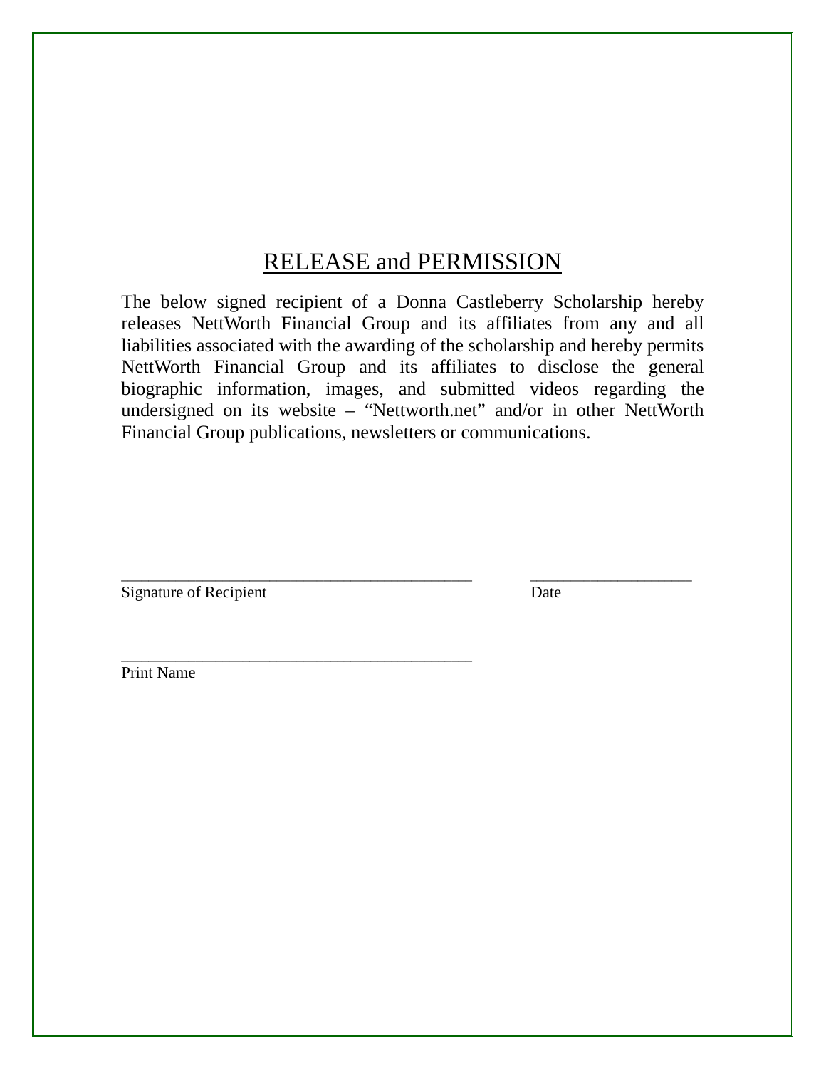# RELEASE and PERMISSION

The below signed recipient of a Donna Castleberry Scholarship hereby releases NettWorth Financial Group and its affiliates from any and all liabilities associated with the awarding of the scholarship and hereby permits NettWorth Financial Group and its affiliates to disclose the general biographic information, images, and submitted videos regarding the undersigned on its website – "Nettworth.net" and/or in other NettWorth Financial Group publications, newsletters or communications.

_____________________________________________ ____________________

Signature of Recipient Date

_____________________________________________

Print Name